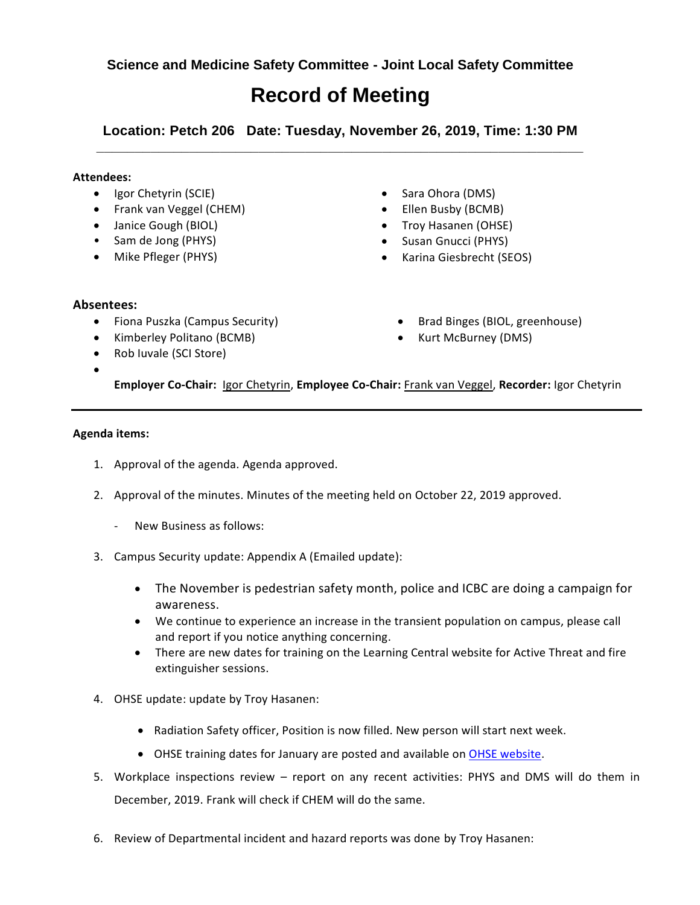**Science and Medicine Safety Committee - Joint Local Safety Committee**

# Record of Meeting

**Location: Petch 206   Date: Tuesday, November 26, 2019, Time: 1:30 PM**

---

**Attendees:**

- Igor Chetyrin (SCIE)
- Frank van Veggel (CHEM)
- Janice Gough (BIOL)
- Sam de Jong (PHYS)
- Mike Pfleger (PHYS)
- Sara Ohora (DMS)
- Ellen Busby (BCMB)
- Troy Hasanen (OHSE)
- Susan Gnucci (PHYS)
- Karina Giesbrecht (SEOS)

**Absentees:**

- Fiona Puszka (Campus Security)
- Kimberley Politano (BCMB)
- Rob Iuvale (SCI Store)
- Brad Binges (BIOL, greenhouse)
- Kurt McBurney (DMS)

**Employer Co-Chair:** Igor Chetyrin, **Employee Co-Chair:** Frank van Veggel, **Recorder:** Igor Chetyrin

---

**Agenda items:**

1. Approval of the agenda. Agenda approved.
2. Approval of the minutes. Minutes of the meeting held on October 22, 2019 approved.
   - New Business as follows:
3. Campus Security update: Appendix A (Emailed update):
   - The November is pedestrian safety month, police and ICBC are doing a campaign for awareness.
   - We continue to experience an increase in the transient population on campus, please call and report if you notice anything concerning.
   - There are new dates for training on the Learning Central website for Active Threat and fire extinguisher sessions.
4. OHSE update: update by Troy Hasanen:
   - Radiation Safety officer, Position is now filled. New person will start next week.
   - OHSE training dates for January are posted and available on OHSE website.
5. Workplace inspections review – report on any recent activities: PHYS and DMS will do them in December, 2019. Frank will check if CHEM will do the same.
6. Review of Departmental incident and hazard reports was done by Troy Hasanen: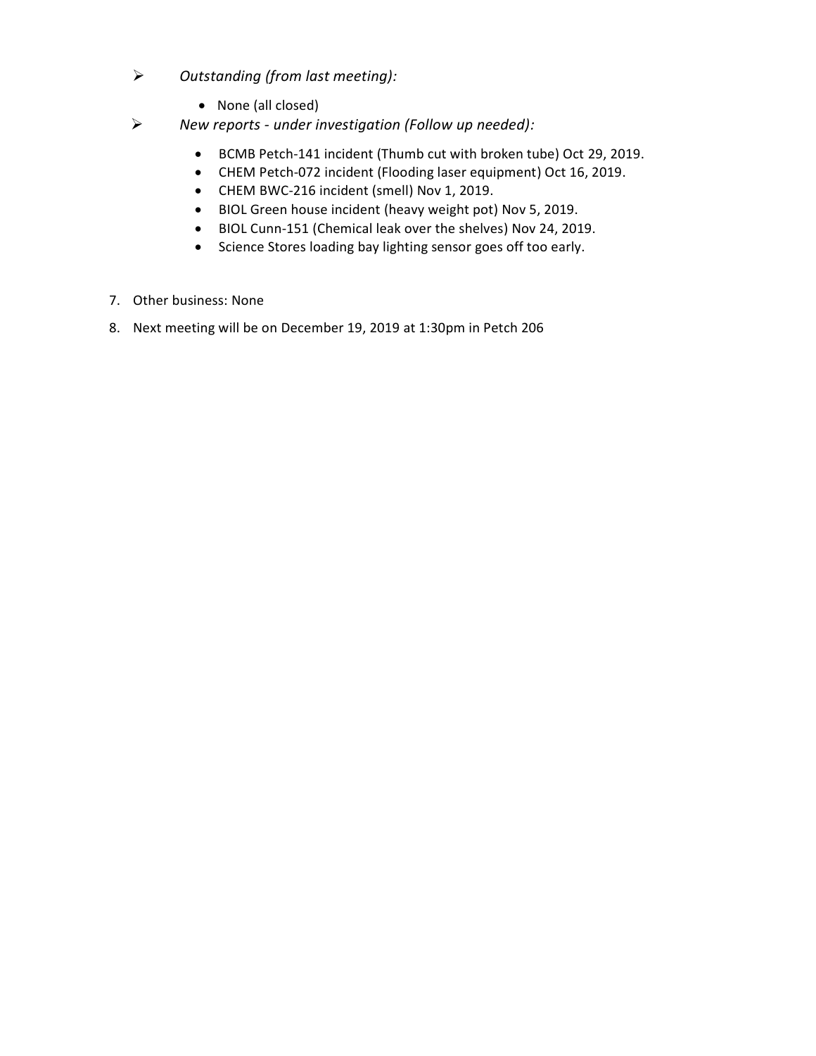- *Outstanding (from last meeting):*
  - None (all closed)
- *New reports - under investigation (Follow up needed):*
  - BCMB Petch-141 incident (Thumb cut with broken tube) Oct 29, 2019.
  - CHEM Petch-072 incident (Flooding laser equipment) Oct 16, 2019.
  - CHEM BWC-216 incident (smell) Nov 1, 2019.
  - BIOL Green house incident (heavy weight pot) Nov 5, 2019.
  - BIOL Cunn-151 (Chemical leak over the shelves) Nov 24, 2019.
  - Science Stores loading bay lighting sensor goes off too early.

7. Other business: None
8. Next meeting will be on December 19, 2019 at 1:30pm in Petch 206